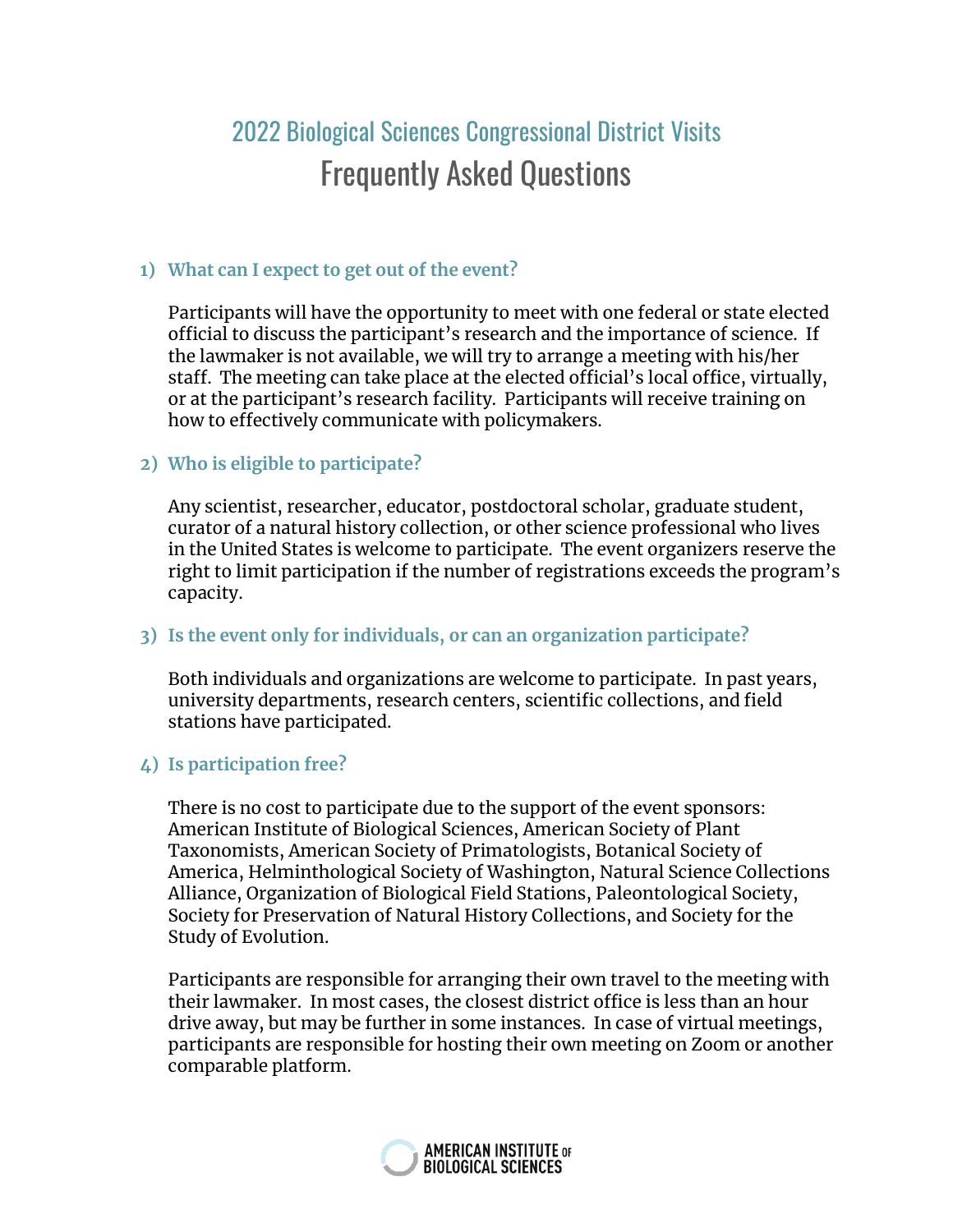# 2022 Biological Sciences Congressional District Visits

## Frequently Asked Questions

### 1) What can I expect to get out of the event?

Participants will have the opportunity to meet with one federal or state elected official to discuss the participant's research and the importance of science. If the lawmaker is not available, we will try to arrange a meeting with his/her staff. The meeting can take place at the elected official's local office, virtually, or at the participant's research facility. Participants will receive training on how to effectively communicate with policymakers.

### 2) Who is eligible to participate?

Any scientist, researcher, educator, postdoctoral scholar, graduate student, curator of a natural history collection, or other science professional who lives in the United States is welcome to participate. The event organizers reserve the right to limit participation if the number of registrations exceeds the program's capacity.

### 3) Is the event only for individuals, or can an organization participate?

Both individuals and organizations are welcome to participate. In past years, university departments, research centers, scientific collections, and field stations have participated.

### 4) Is participation free?

There is no cost to participate due to the support of the event sponsors: American Institute of Biological Sciences, American Society of Plant Taxonomists, American Society of Primatologists, Botanical Society of America, Helminthological Society of Washington, Natural Science Collections Alliance, Organization of Biological Field Stations, Paleontological Society, Society for Preservation of Natural History Collections, and Society for the Study of Evolution.

Participants are responsible for arranging their own travel to the meeting with their lawmaker. In most cases, the closest district office is less than an hour drive away, but may be further in some instances. In case of virtual meetings, participants are responsible for hosting their own meeting on Zoom or another comparable platform.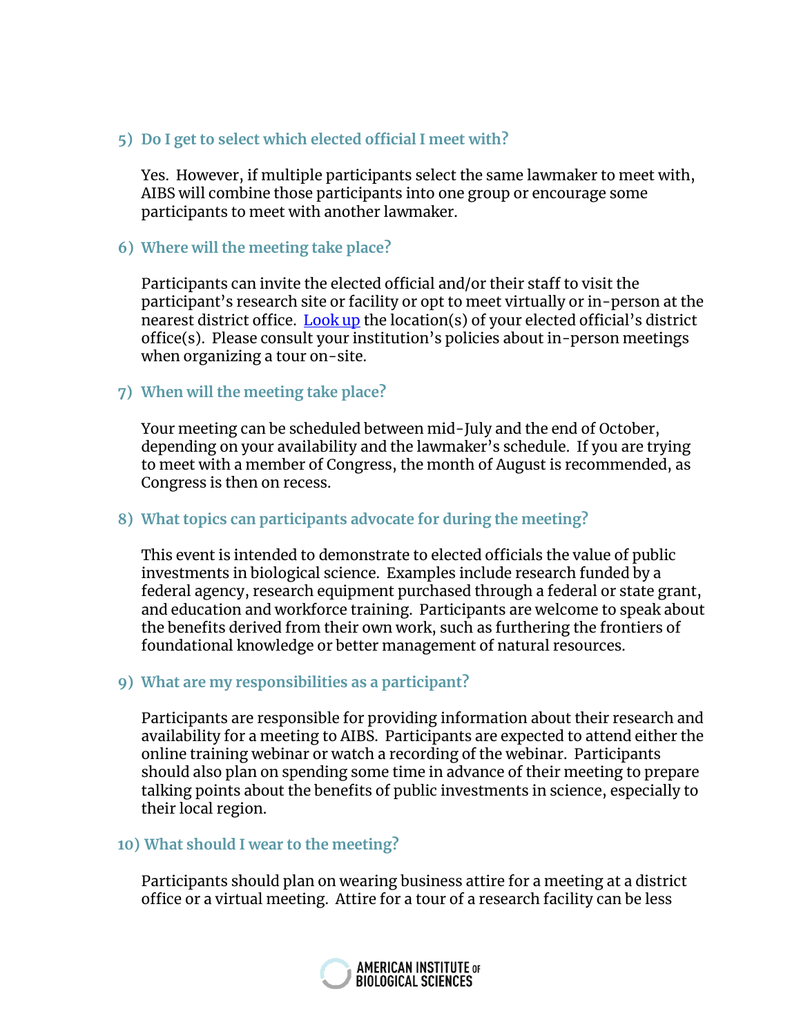### 5) Do I get to select which elected official I meet with?

Yes. However, if multiple participants select the same lawmaker to meet with, AIBS will combine those participants into one group or encourage some participants to meet with another lawmaker.

### 6) Where will the meeting take place?

Participants can invite the elected official and/or their staff to visit the participant's research site or facility or opt to meet virtually or in-person at the nearest district office. Look up the location(s) of your elected official's district office(s). Please consult your institution's policies about in-person meetings when organizing a tour on-site.

### 7) When will the meeting take place?

Your meeting can be scheduled between mid-July and the end of October, depending on your availability and the lawmaker's schedule. If you are trying to meet with a member of Congress, the month of August is recommended, as Congress is then on recess.

### 8) What topics can participants advocate for during the meeting?

This event is intended to demonstrate to elected officials the value of public investments in biological science. Examples include research funded by a federal agency, research equipment purchased through a federal or state grant, and education and workforce training. Participants are welcome to speak about the benefits derived from their own work, such as furthering the frontiers of foundational knowledge or better management of natural resources.

### 9) What are my responsibilities as a participant?

Participants are responsible for providing information about their research and availability for a meeting to AIBS. Participants are expected to attend either the online training webinar or watch a recording of the webinar. Participants should also plan on spending some time in advance of their meeting to prepare talking points about the benefits of public investments in science, especially to their local region.

### 10) What should I wear to the meeting?

Participants should plan on wearing business attire for a meeting at a district office or a virtual meeting. Attire for a tour of a research facility can be less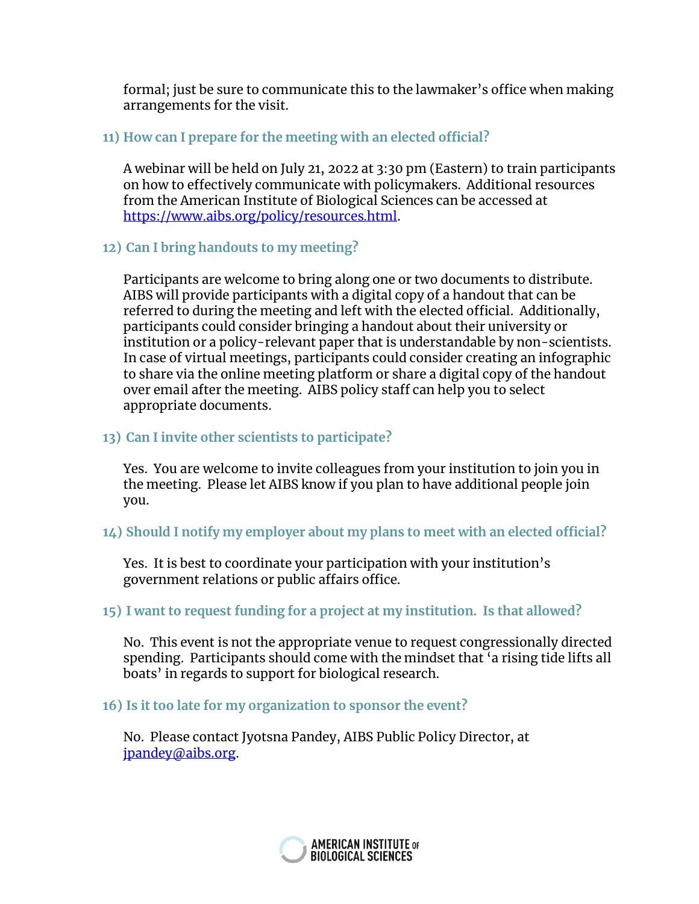formal; just be sure to communicate this to the lawmaker's office when making arrangements for the visit.

### 11) How can I prepare for the meeting with an elected official?

A webinar will be held on July 21, 2022 at 3:30 pm (Eastern) to train participants on how to effectively communicate with policymakers. Additional resources from the American Institute of Biological Sciences can be accessed at https://www.aibs.org/policy/resources.html.

### 12) Can I bring handouts to my meeting?

Participants are welcome to bring along one or two documents to distribute. AIBS will provide participants with a digital copy of a handout that can be referred to during the meeting and left with the elected official. Additionally, participants could consider bringing a handout about their university or institution or a policy-relevant paper that is understandable by non-scientists. In case of virtual meetings, participants could consider creating an infographic to share via the online meeting platform or share a digital copy of the handout over email after the meeting. AIBS policy staff can help you to select appropriate documents.

### 13) Can I invite other scientists to participate?

Yes. You are welcome to invite colleagues from your institution to join you in the meeting. Please let AIBS know if you plan to have additional people join you.

### 14) Should I notify my employer about my plans to meet with an elected official?

Yes. It is best to coordinate your participation with your institution's government relations or public affairs office.

### 15) I want to request funding for a project at my institution. Is that allowed?

No. This event is not the appropriate venue to request congressionally directed spending. Participants should come with the mindset that 'a rising tide lifts all boats' in regards to support for biological research.

### 16) Is it too late for my organization to sponsor the event?

No. Please contact Jyotsna Pandey, AIBS Public Policy Director, at jpandey@aibs.org.